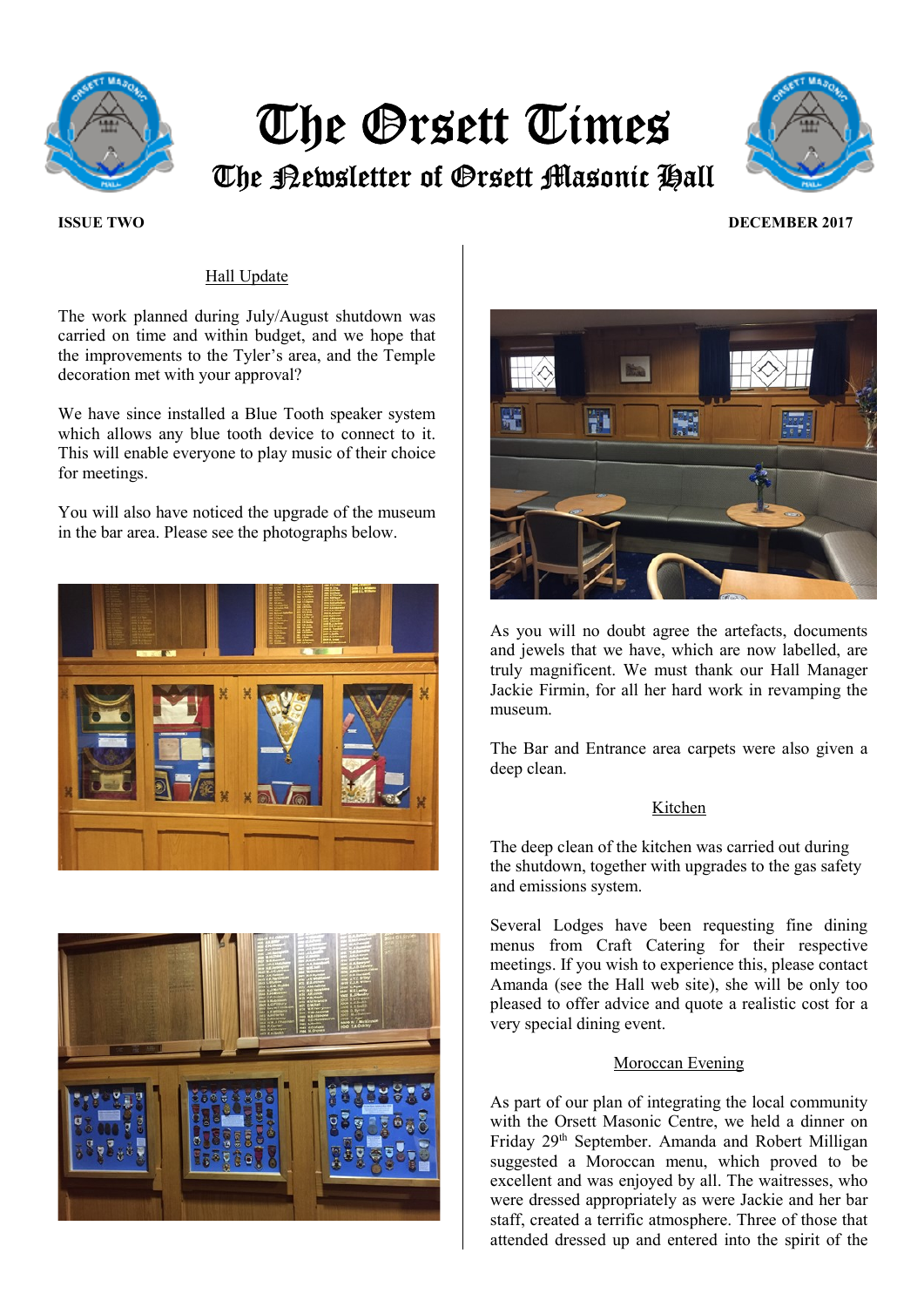# The Orsett Times

## The Newsletter of Orsett Masonic Hall

**ISSUE TWO** **DECEMBER 2017**

### Hall Update

The work planned during July/August shutdown was carried on time and within budget, and we hope that the improvements to the Tyler's area, and the Temple decoration met with your approval?

We have since installed a Blue Tooth speaker system which allows any blue tooth device to connect to it. This will enable everyone to play music of their choice for meetings.

You will also have noticed the upgrade of the museum in the bar area. Please see the photographs below.

As you will no doubt agree the artefacts, documents and jewels that we have, which are now labelled, are truly magnificent. We must thank our Hall Manager Jackie Firmin, for all her hard work in revamping the museum.

The Bar and Entrance area carpets were also given a deep clean.

### Kitchen

The deep clean of the kitchen was carried out during the shutdown, together with upgrades to the gas safety and emissions system.

Several Lodges have been requesting fine dining menus from Craft Catering for their respective meetings. If you wish to experience this, please contact Amanda (see the Hall web site), she will be only too pleased to offer advice and quote a realistic cost for a very special dining event.

### Moroccan Evening

As part of our plan of integrating the local community with the Orsett Masonic Centre, we held a dinner on Friday 29th September. Amanda and Robert Milligan suggested a Moroccan menu, which proved to be excellent and was enjoyed by all. The waitresses, who were dressed appropriately as were Jackie and her bar staff, created a terrific atmosphere. Three of those that attended dressed up and entered into the spirit of the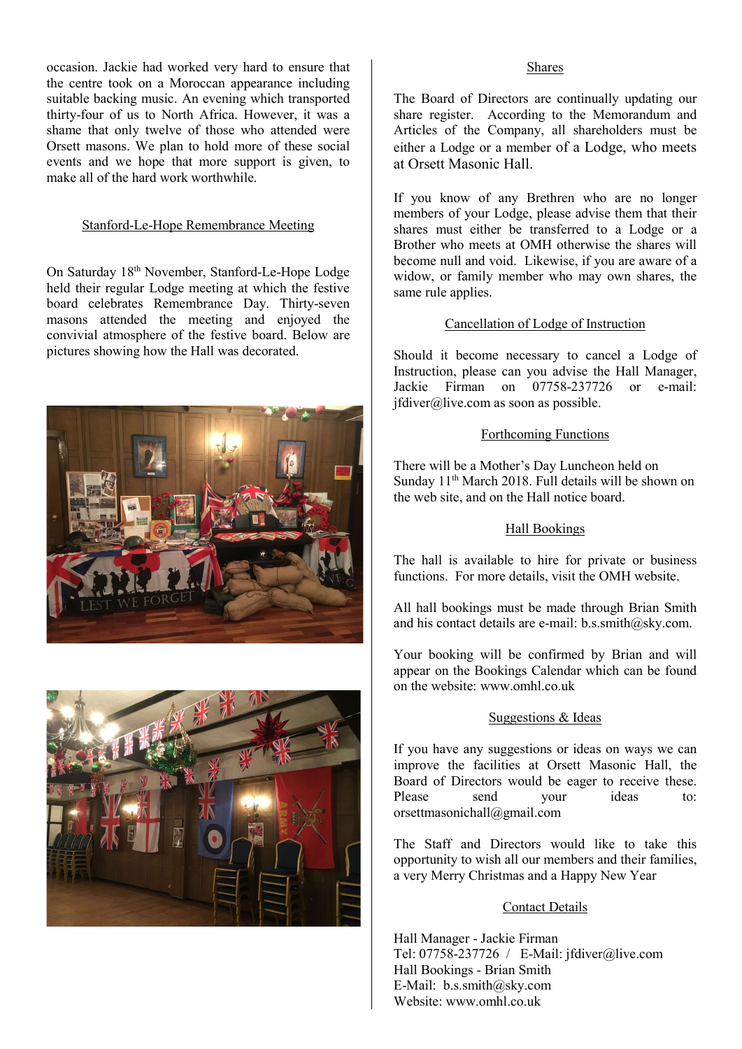occasion. Jackie had worked very hard to ensure that the centre took on a Moroccan appearance including suitable backing music. An evening which transported thirty-four of us to North Africa. However, it was a shame that only twelve of those who attended were Orsett masons. We plan to hold more of these social events and we hope that more support is given, to make all of the hard work worthwhile.

## Stanford-Le-Hope Remembrance Meeting

On Saturday 18th November, Stanford-Le-Hope Lodge held their regular Lodge meeting at which the festive board celebrates Remembrance Day. Thirty-seven masons attended the meeting and enjoyed the convivial atmosphere of the festive board. Below are pictures showing how the Hall was decorated.

## Shares

The Board of Directors are continually updating our share register. According to the Memorandum and Articles of the Company, all shareholders must be either a Lodge or a member of a Lodge, who meets at Orsett Masonic Hall.

If you know of any Brethren who are no longer members of your Lodge, please advise them that their shares must either be transferred to a Lodge or a Brother who meets at OMH otherwise the shares will become null and void. Likewise, if you are aware of a widow, or family member who may own shares, the same rule applies.

## Cancellation of Lodge of Instruction

Should it become necessary to cancel a Lodge of Instruction, please can you advise the Hall Manager, Jackie Firman on 07758-237726 or e-mail: jfdiver@live.com as soon as possible.

## Forthcoming Functions

There will be a Mother's Day Luncheon held on Sunday 11th March 2018. Full details will be shown on the web site, and on the Hall notice board.

## Hall Bookings

The hall is available to hire for private or business functions. For more details, visit the OMH website.

All hall bookings must be made through Brian Smith and his contact details are e-mail: b.s.smith@sky.com.

Your booking will be confirmed by Brian and will appear on the Bookings Calendar which can be found on the website: www.omhl.co.uk

## Suggestions & Ideas

If you have any suggestions or ideas on ways we can improve the facilities at Orsett Masonic Hall, the Board of Directors would be eager to receive these. Please send your ideas to: orsettmasonichall@gmail.com

The Staff and Directors would like to take this opportunity to wish all our members and their families, a very Merry Christmas and a Happy New Year

## Contact Details

Hall Manager - Jackie Firman
Tel: 07758-237726 / E-Mail: jfdiver@live.com
Hall Bookings - Brian Smith
E-Mail: b.s.smith@sky.com
Website: www.omhl.co.uk